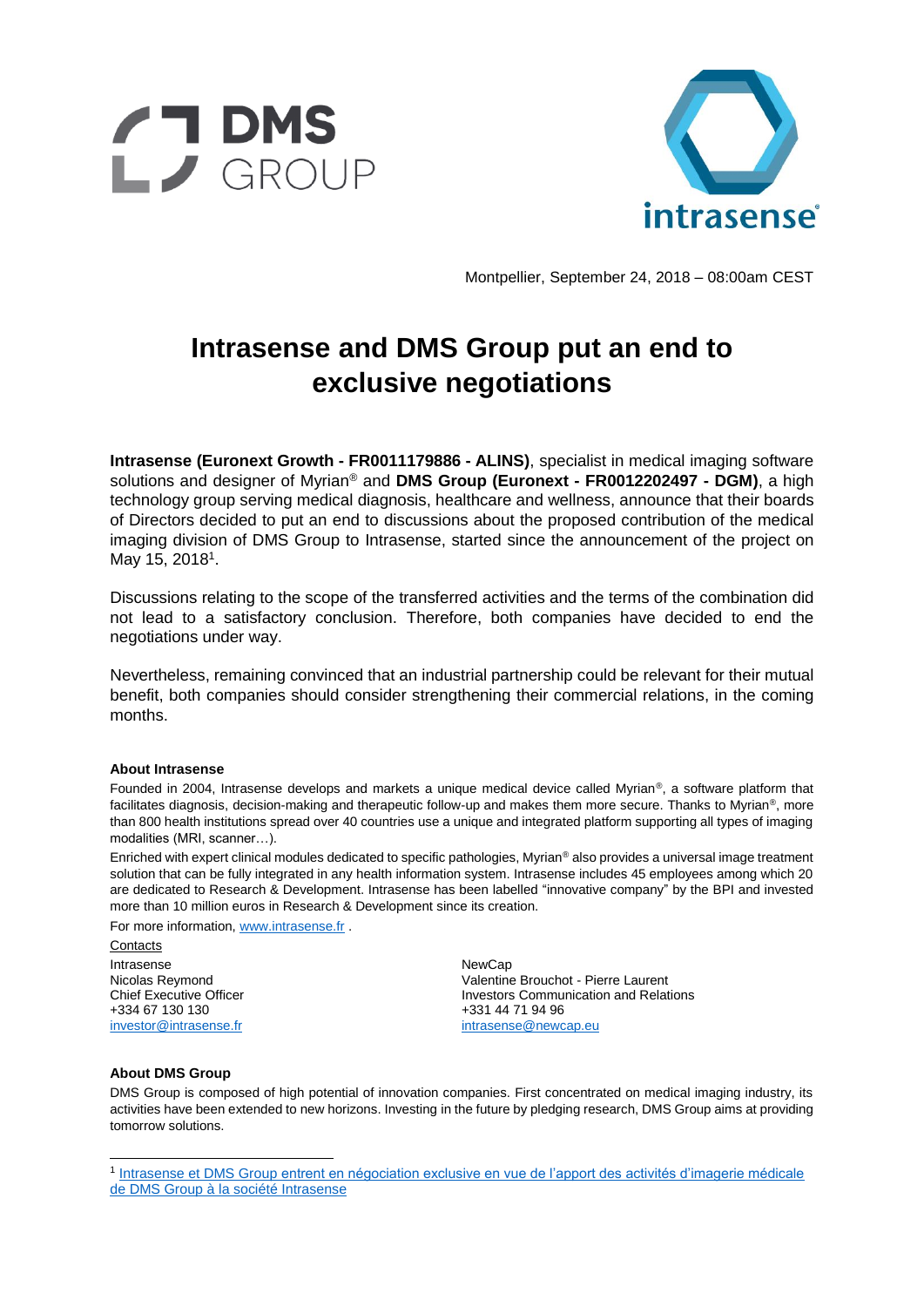Montpellier, September 24, 2018 – 08:00am CEST

# Intrasense and DMS Group put an end to exclusive negotiations

**Intrasense (Euronext Growth - FR0011179886 - ALINS)**, specialist in medical imaging software solutions and designer of Myrian® and **DMS Group (Euronext - FR0012202497 - DGM)**, a high technology group serving medical diagnosis, healthcare and wellness, announce that their boards of Directors decided to put an end to discussions about the proposed contribution of the medical imaging division of DMS Group to Intrasense, started since the announcement of the project on May 15, 2018[1].

Discussions relating to the scope of the transferred activities and the terms of the combination did not lead to a satisfactory conclusion. Therefore, both companies have decided to end the negotiations under way.

Nevertheless, remaining convinced that an industrial partnership could be relevant for their mutual benefit, both companies should consider strengthening their commercial relations, in the coming months.

### About Intrasense

Founded in 2004, Intrasense develops and markets a unique medical device called Myrian®, a software platform that facilitates diagnosis, decision-making and therapeutic follow-up and makes them more secure. Thanks to Myrian®, more than 800 health institutions spread over 40 countries use a unique and integrated platform supporting all types of imaging modalities (MRI, scanner…).

Enriched with expert clinical modules dedicated to specific pathologies, Myrian® also provides a universal image treatment solution that can be fully integrated in any health information system. Intrasense includes 45 employees among which 20 are dedicated to Research & Development. Intrasense has been labelled "innovative company" by the BPI and invested more than 10 million euros in Research & Development since its creation.

For more information, www.intrasense.fr .

Contacts

Intrasense
Nicolas Reymond
Chief Executive Officer
+334 67 130 130
investor@intrasense.fr

NewCap
Valentine Brouchot - Pierre Laurent
Investors Communication and Relations
+331 44 71 94 96
intrasense@newcap.eu

### About DMS Group

DMS Group is composed of high potential of innovation companies. First concentrated on medical imaging industry, its activities have been extended to new horizons. Investing in the future by pledging research, DMS Group aims at providing tomorrow solutions.

---

[1] Intrasense et DMS Group entrent en négociation exclusive en vue de l'apport des activités d'imagerie médicale de DMS Group à la société Intrasense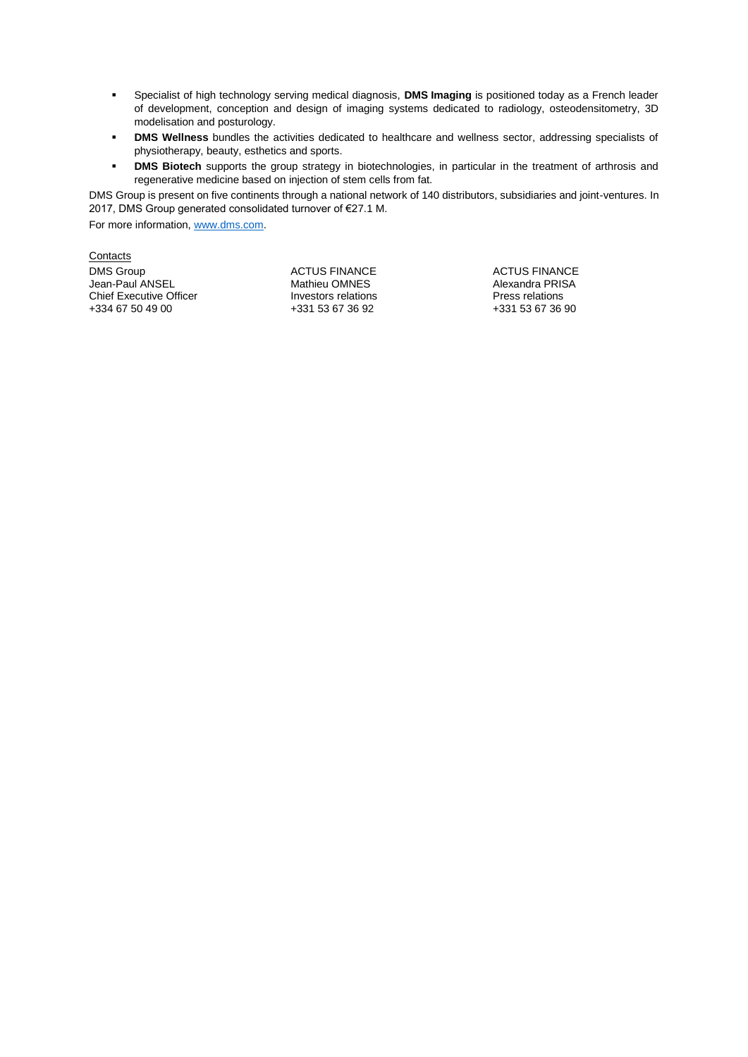- Specialist of high technology serving medical diagnosis, **DMS Imaging** is positioned today as a French leader of development, conception and design of imaging systems dedicated to radiology, osteodensitometry, 3D modelisation and posturology.
- **DMS Wellness** bundles the activities dedicated to healthcare and wellness sector, addressing specialists of physiotherapy, beauty, esthetics and sports.
- **DMS Biotech** supports the group strategy in biotechnologies, in particular in the treatment of arthrosis and regenerative medicine based on injection of stem cells from fat.

DMS Group is present on five continents through a national network of 140 distributors, subsidiaries and joint-ventures. In 2017, DMS Group generated consolidated turnover of €27.1 M.

For more information, [www.dms.com](http://www.dms.com).

Contacts

| | | |
|---|---|---|
| DMS Group | ACTUS FINANCE | ACTUS FINANCE |
| Jean-Paul ANSEL | Mathieu OMNES | Alexandra PRISA |
| Chief Executive Officer | Investors relations | Press relations |
| +334 67 50 49 00 | +331 53 67 36 92 | +331 53 67 36 90 |